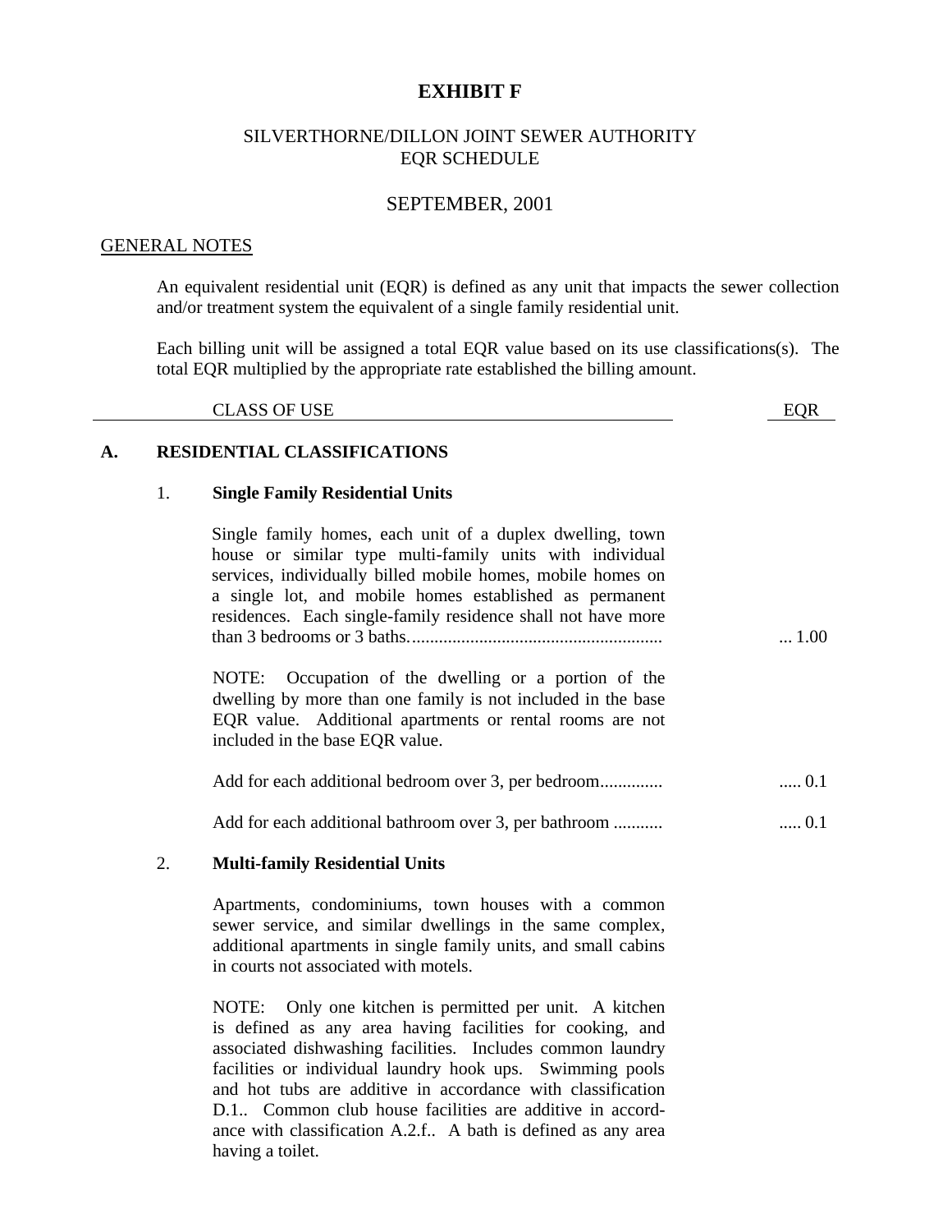# EXHIBIT F

SILVERTHORNE/DILLON JOINT SEWER AUTHORITY
EQR SCHEDULE

SEPTEMBER, 2001

GENERAL NOTES

An equivalent residential unit (EQR) is defined as any unit that impacts the sewer collection and/or treatment system the equivalent of a single family residential unit.

Each billing unit will be assigned a total EQR value based on its use classifications(s). The total EQR multiplied by the appropriate rate established the billing amount.

| CLASS OF USE | EQR |
|---|---|

## A. RESIDENTIAL CLASSIFICATIONS

### 1. Single Family Residential Units

Single family homes, each unit of a duplex dwelling, town house or similar type multi-family units with individual services, individually billed mobile homes, mobile homes on a single lot, and mobile homes established as permanent residences. Each single-family residence shall not have more than 3 bedrooms or 3 baths........................................................ ... 1.00

NOTE: Occupation of the dwelling or a portion of the dwelling by more than one family is not included in the base EQR value. Additional apartments or rental rooms are not included in the base EQR value.

Add for each additional bedroom over 3, per bedroom............. ..... 0.1

Add for each additional bathroom over 3, per bathroom ........... ..... 0.1

### 2. Multi-family Residential Units

Apartments, condominiums, town houses with a common sewer service, and similar dwellings in the same complex, additional apartments in single family units, and small cabins in courts not associated with motels.

NOTE: Only one kitchen is permitted per unit. A kitchen is defined as any area having facilities for cooking, and associated dishwashing facilities. Includes common laundry facilities or individual laundry hook ups. Swimming pools and hot tubs are additive in accordance with classification D.1.. Common club house facilities are additive in accordance with classification A.2.f.. A bath is defined as any area having a toilet.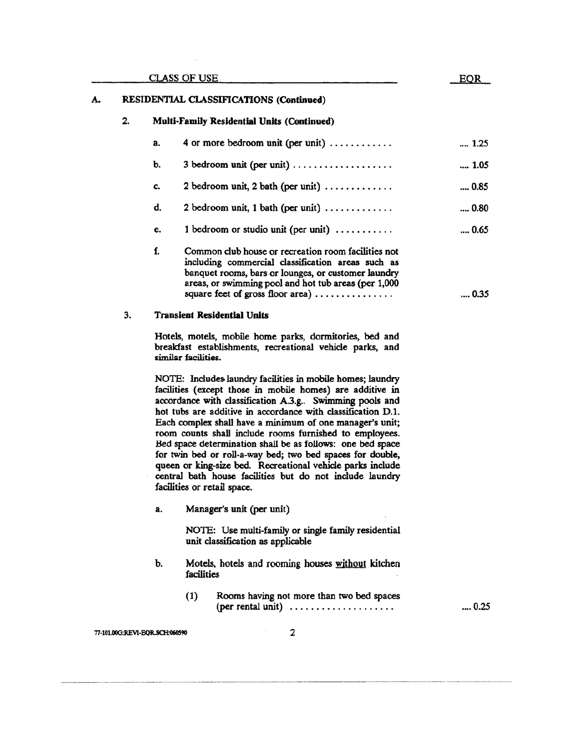| CLASS OF USE | EQR |
|---|---|

**A. RESIDENTIAL CLASSIFICATIONS (Continued)**

**2. Multi-Family Residential Units (Continued)**

| | | EQR |
|---|---|---|
| a. | 4 or more bedroom unit (per unit) ............ | .... 1.25 |
| b. | 3 bedroom unit (per unit) ................... | .... 1.05 |
| c. | 2 bedroom unit, 2 bath (per unit) ............. | .... 0.85 |
| d. | 2 bedroom unit, 1 bath (per unit) ............. | .... 0.80 |
| e. | 1 bedroom or studio unit (per unit) ........... | .... 0.65 |
| f. | Common club house or recreation room facilities not including commercial classification areas such as banquet rooms, bars or lounges, or customer laundry areas, or swimming pool and hot tub areas (per 1,000 square feet of gross floor area) .............. | .... 0.35 |

**3. Transient Residential Units**

Hotels, motels, mobile home parks, dormitories, bed and breakfast establishments, recreational vehicle parks, and similar facilities.

NOTE: Includes laundry facilities in mobile homes; laundry facilities (except those in mobile homes) are additive in accordance with classification A.3.g.. Swimming pools and hot tubs are additive in accordance with classification D.1. Each complex shall have a minimum of one manager's unit; room counts shall include rooms furnished to employees. Bed space determination shall be as follows: one bed space for twin bed or roll-a-way bed; two bed spaces for double, queen or king-size bed. Recreational vehicle parks include central bath house facilities but do not include laundry facilities or retail space.

a. Manager's unit (per unit)

NOTE: Use multi-family or single family residential unit classification as applicable

b. Motels, hotels and rooming houses <u>without</u> kitchen facilities

| | | EQR |
|---|---|---|
| (1) | Rooms having not more than two bed spaces (per rental unit) .................... | .... 0.25 |

77-101.00G:REVI-EQR.SCH:060590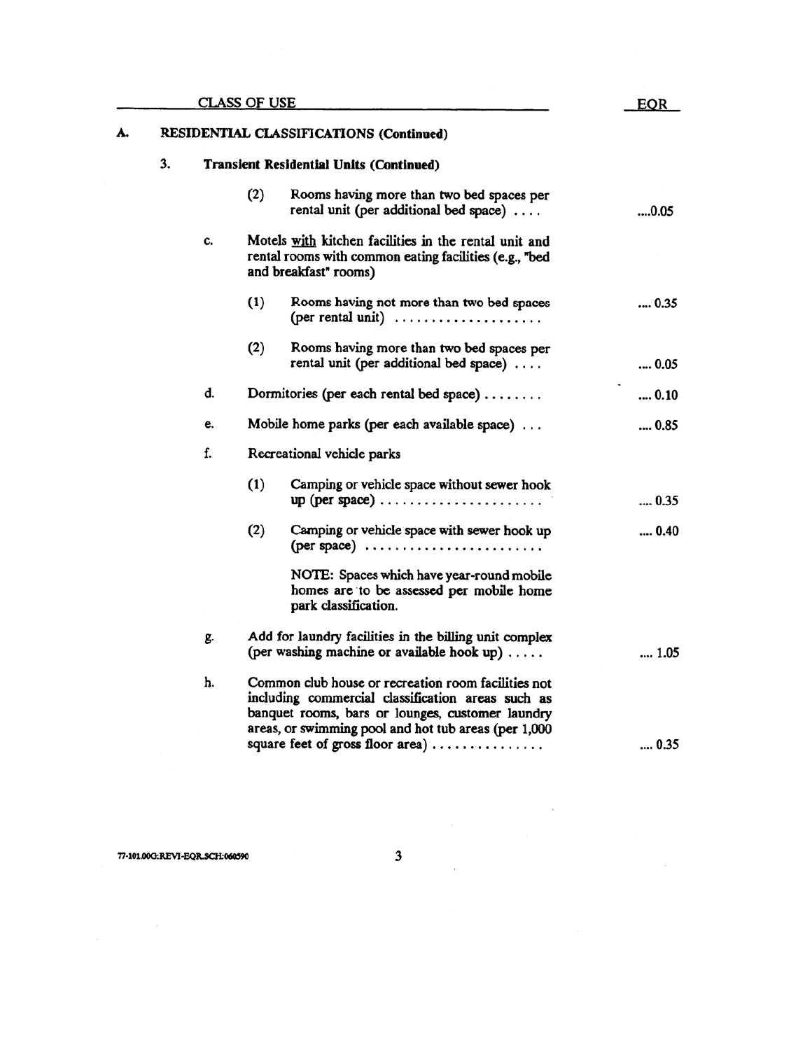| CLASS OF USE | EQR |
|---|---|
| **A. RESIDENTIAL CLASSIFICATIONS (Continued)** | |
| **3. Transient Residential Units (Continued)** | |
| (2) Rooms having more than two bed spaces per rental unit (per additional bed space) .... | ....0.05 |
| c. Motels <u>with</u> kitchen facilities in the rental unit and rental rooms with common eating facilities (e.g., "bed and breakfast" rooms) | |
| (1) Rooms having not more than two bed spaces (per rental unit) .................... | .... 0.35 |
| (2) Rooms having more than two bed spaces per rental unit (per additional bed space) .... | .... 0.05 |
| d. Dormitories (per each rental bed space) ........ | .... 0.10 |
| e. Mobile home parks (per each available space) ... | .... 0.85 |
| f. Recreational vehicle parks | |
| (1) Camping or vehicle space without sewer hook up (per space) ...................... | .... 0.35 |
| (2) Camping or vehicle space with sewer hook up (per space) ........................ | .... 0.40 |
| NOTE: Spaces which have year-round mobile homes are to be assessed per mobile home park classification. | |
| g. Add for laundry facilities in the billing unit complex (per washing machine or available hook up) ..... | .... 1.05 |
| h. Common club house or recreation room facilities not including commercial classification areas such as banquet rooms, bars or lounges, customer laundry areas, or swimming pool and hot tub areas (per 1,000 square feet of gross floor area) ............... | .... 0.35 |

77-101.00G:REVI-EQR.SCH:060590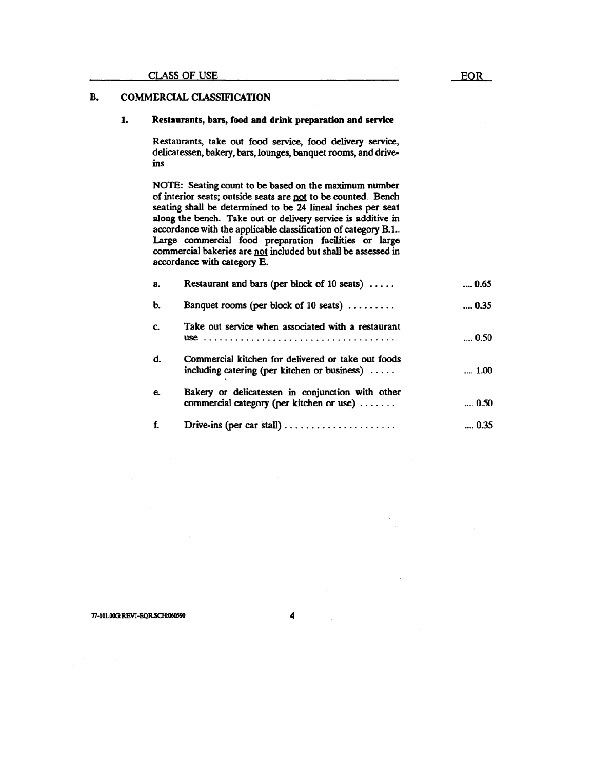| CLASS OF USE | EQR |
|---|---|

## B. COMMERCIAL CLASSIFICATION

### 1. Restaurants, bars, food and drink preparation and service

Restaurants, take out food service, food delivery service, delicatessen, bakery, bars, lounges, banquet rooms, and drive-ins

NOTE: Seating count to be based on the maximum number of interior seats; outside seats are not to be counted. Bench seating shall be determined to be 24 lineal inches per seat along the bench. Take out or delivery service is additive in accordance with the applicable classification of category B.1.. Large commercial food preparation facilities or large commercial bakeries are not included but shall be assessed in accordance with category E.

| | Class of Use | EQR |
|---|---|---|
| a. | Restaurant and bars (per block of 10 seats) | 0.65 |
| b. | Banquet rooms (per block of 10 seats) | 0.35 |
| c. | Take out service when associated with a restaurant use | 0.50 |
| d. | Commercial kitchen for delivered or take out foods including catering (per kitchen or business) | 1.00 |
| e. | Bakery or delicatessen in conjunction with other commercial category (per kitchen or use) | 0.50 |
| f. | Drive-ins (per car stall) | 0.35 |

77-101.00G:REV1-EQR.SCH:060590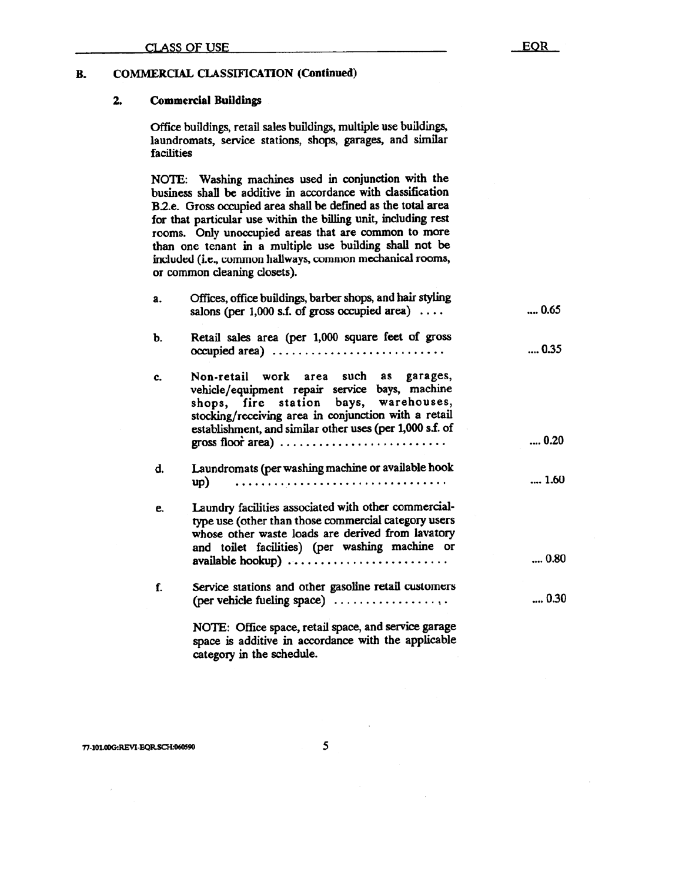| CLASS OF USE | EQR |
|---|---|

**B. COMMERCIAL CLASSIFICATION (Continued)**

**2. Commercial Buildings**

Office buildings, retail sales buildings, multiple use buildings, laundromats, service stations, shops, garages, and similar facilities

NOTE: Washing machines used in conjunction with the business shall be additive in accordance with classification B.2.e. Gross occupied area shall be defined as the total area for that particular use within the billing unit, including rest rooms. Only unoccupied areas that are common to more than one tenant in a multiple use building shall not be included (i.e., common hallways, common mechanical rooms, or common cleaning closets).

| | Class of Use | EQR |
|---|---|---|
| a. | Offices, office buildings, barber shops, and hair styling salons (per 1,000 s.f. of gross occupied area) .... | .... 0.65 |
| b. | Retail sales area (per 1,000 square feet of gross occupied area) .......................... | .... 0.35 |
| c. | Non-retail work area such as garages, vehicle/equipment repair service bays, machine shops, fire station bays, warehouses, stocking/receiving area in conjunction with a retail establishment, and similar other uses (per 1,000 s.f. of gross floor area) .......................... | .... 0.20 |
| d. | Laundromats (per washing machine or available hook up) ................................ | .... 1.60 |
| e. | Laundry facilities associated with other commercial-type use (other than those commercial category users whose other waste loads are derived from lavatory and toilet facilities) (per washing machine or available hookup) ........................ | .... 0.80 |
| f. | Service stations and other gasoline retail customers (per vehicle fueling space) .................. | .... 0.30 |

NOTE: Office space, retail space, and service garage space is additive in accordance with the applicable category in the schedule.

77-101.00G:REVI-EQR.SCH:060590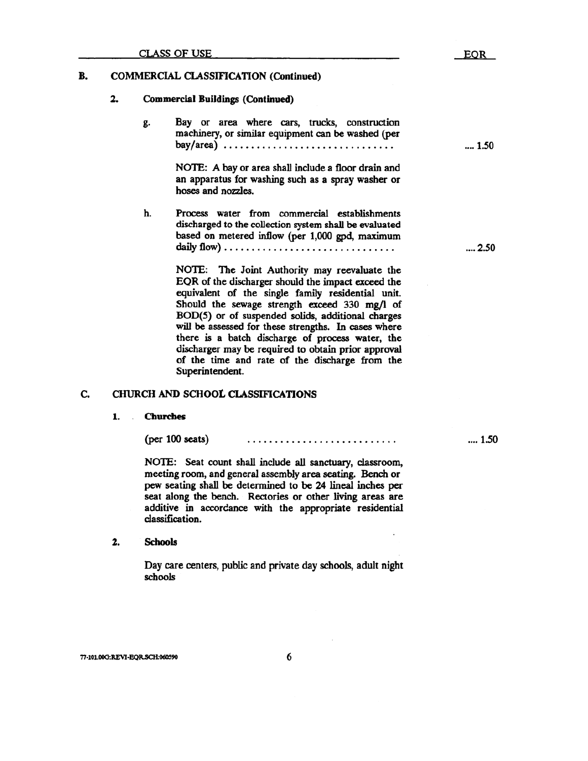| CLASS OF USE | EQR |
|---|---|

**B. COMMERCIAL CLASSIFICATION (Continued)**

**2. Commercial Buildings (Continued)**

g. Bay or area where cars, trucks, construction machinery, or similar equipment can be washed (per bay/area) .............................. .... 1.50

NOTE: A bay or area shall include a floor drain and an apparatus for washing such as a spray washer or hoses and nozzles.

h. Process water from commercial establishments discharged to the collection system shall be evaluated based on metered inflow (per 1,000 gpd, maximum daily flow) .............................. .... 2.50

NOTE: The Joint Authority may reevaluate the EQR of the discharger should the impact exceed the equivalent of the single family residential unit. Should the sewage strength exceed 330 mg/l of BOD(5) or of suspended solids, additional charges will be assessed for these strengths. In cases where there is a batch discharge of process water, the discharger may be required to obtain prior approval of the time and rate of the discharge from the Superintendent.

**C. CHURCH AND SCHOOL CLASSIFICATIONS**

**1. Churches**

(per 100 seats) .......................... .... 1.50

NOTE: Seat count shall include all sanctuary, classroom, meeting room, and general assembly area seating. Bench or pew seating shall be determined to be 24 lineal inches per seat along the bench. Rectories or other living areas are additive in accordance with the appropriate residential classification.

**2. Schools**

Day care centers, public and private day schools, adult night schools

77-101.00G:REVI-EQRSCH:060590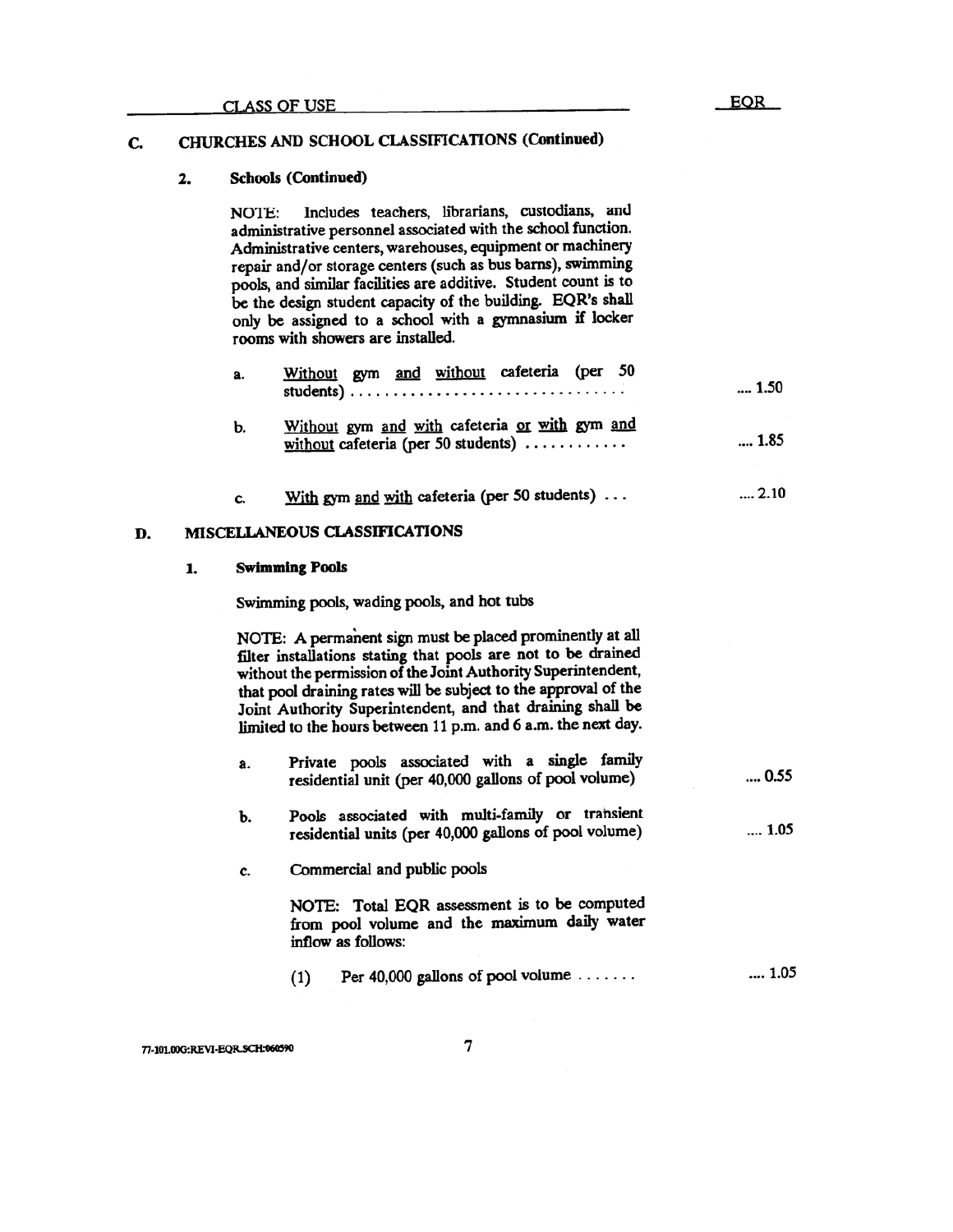| CLASS OF USE | EQR |
|---|---|

## C. CHURCHES AND SCHOOL CLASSIFICATIONS (Continued)

### 2. Schools (Continued)

NOTE: Includes teachers, librarians, custodians, and administrative personnel associated with the school function. Administrative centers, warehouses, equipment or machinery repair and/or storage centers (such as bus barns), swimming pools, and similar facilities are additive. Student count is to be the design student capacity of the building. EQR's shall only be assigned to a school with a gymnasium if locker rooms with showers are installed.

a. Without gym and without cafeteria (per 50 students) .................................. .... 1.50

b. Without gym and with cafeteria or with gym and without cafeteria (per 50 students) ............ .... 1.85

c. With gym and with cafeteria (per 50 students) ... .... 2.10

## D. MISCELLANEOUS CLASSIFICATIONS

### 1. Swimming Pools

Swimming pools, wading pools, and hot tubs

NOTE: A permanent sign must be placed prominently at all filter installations stating that pools are not to be drained without the permission of the Joint Authority Superintendent, that pool draining rates will be subject to the approval of the Joint Authority Superintendent, and that draining shall be limited to the hours between 11 p.m. and 6 a.m. the next day.

a. Private pools associated with a single family residential unit (per 40,000 gallons of pool volume) .... 0.55

b. Pools associated with multi-family or transient residential units (per 40,000 gallons of pool volume) .... 1.05

c. Commercial and public pools

NOTE: Total EQR assessment is to be computed from pool volume and the maximum daily water inflow as follows:

(1) Per 40,000 gallons of pool volume ....... .... 1.05

77-101.00G:REVI-EQR.SCH:060590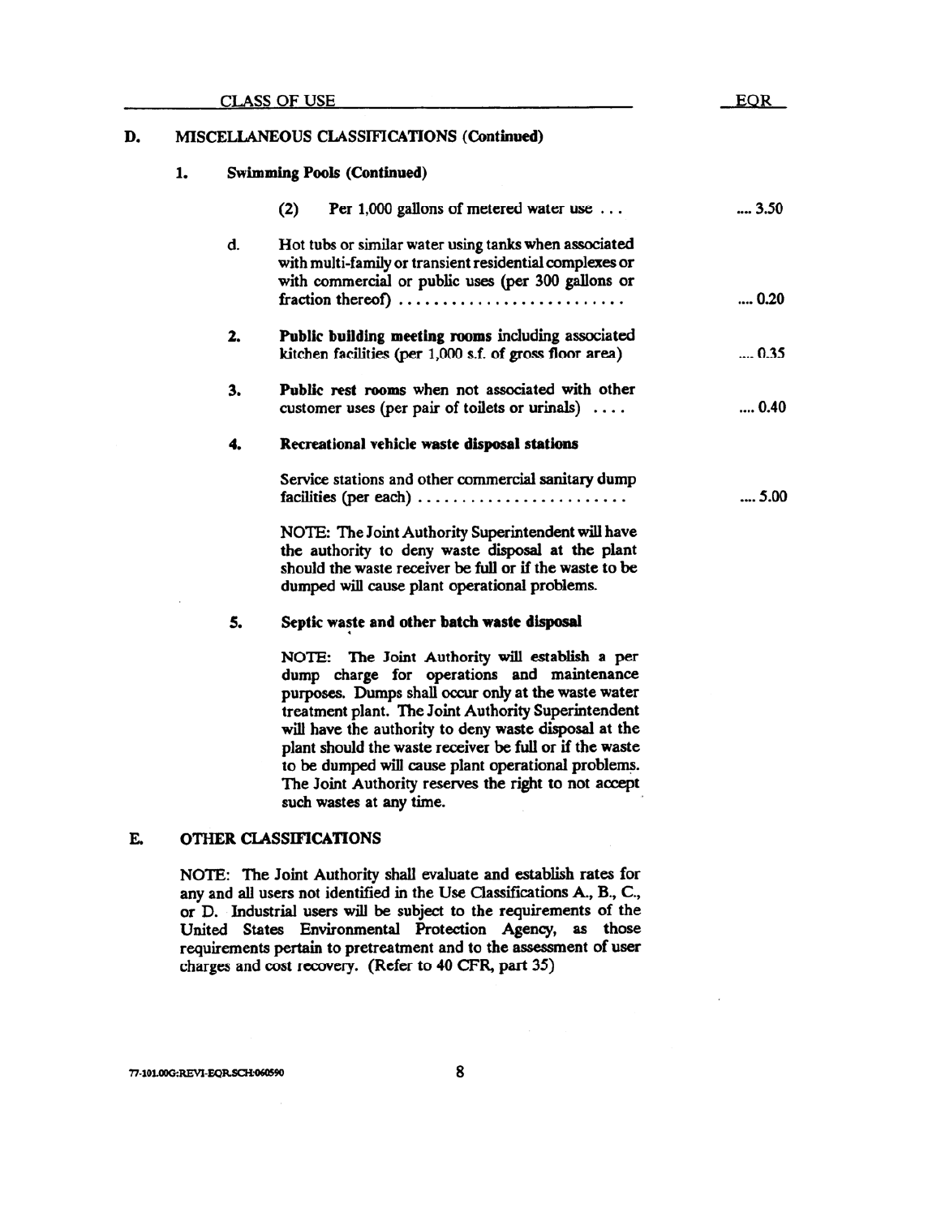| CLASS OF USE | EQR |
|---|---|

**D. MISCELLANEOUS CLASSIFICATIONS (Continued)**

**1. Swimming Pools (Continued)**

| | |
|---|---|
| (2) Per 1,000 gallons of metered water use . . . | .... 3.50 |
| d. Hot tubs or similar water using tanks when associated with multi-family or transient residential complexes or with commercial or public uses (per 300 gallons or fraction thereof) . . . . . . . . . . . . . . . . . . . . . . . . . | .... 0.20 |
| **2. Public building meeting rooms** including associated kitchen facilities (per 1,000 s.f. of gross floor area) | .... 0.35 |
| **3. Public rest rooms** when not associated with other customer uses (per pair of toilets or urinals) . . . . | .... 0.40 |
| **4. Recreational vehicle waste disposal stations** | |
| Service stations and other commercial sanitary dump facilities (per each) . . . . . . . . . . . . . . . . . . . . . . . . | .... 5.00 |

NOTE: The Joint Authority Superintendent will have the authority to deny waste disposal at the plant should the waste receiver be full or if the waste to be dumped will cause plant operational problems.

**5. Septic waste and other batch waste disposal**

NOTE: The Joint Authority will establish a per dump charge for operations and maintenance purposes. Dumps shall occur only at the waste water treatment plant. The Joint Authority Superintendent will have the authority to deny waste disposal at the plant should the waste receiver be full or if the waste to be dumped will cause plant operational problems. The Joint Authority reserves the right to not accept such wastes at any time.

**E. OTHER CLASSIFICATIONS**

NOTE: The Joint Authority shall evaluate and establish rates for any and all users not identified in the Use Classifications A., B., C., or D. Industrial users will be subject to the requirements of the United States Environmental Protection Agency, as those requirements pertain to pretreatment and to the assessment of user charges and cost recovery. (Refer to 40 CFR, part 35)

77-101.00G:REVI-EQR.SCH:060590